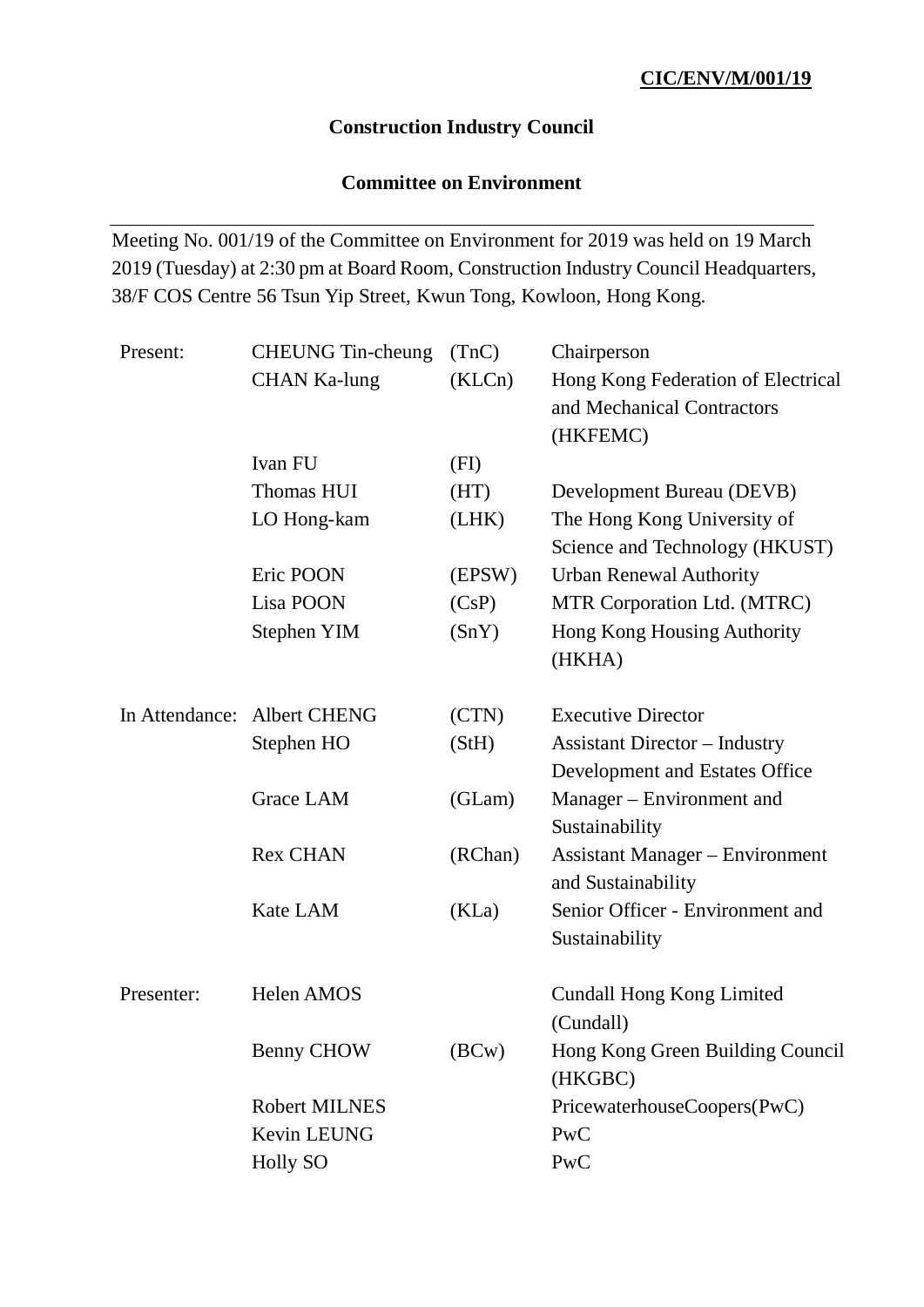**CIC/ENV/M/001/19**

# Construction Industry Council

## Committee on Environment

---

Meeting No. 001/19 of the Committee on Environment for 2019 was held on 19 March 2019 (Tuesday) at 2:30 pm at Board Room, Construction Industry Council Headquarters, 38/F COS Centre 56 Tsun Yip Street, Kwun Tong, Kowloon, Hong Kong.

| | | | |
|---|---|---|---|
| Present: | CHEUNG Tin-cheung | (TnC) | Chairperson |
| | CHAN Ka-lung | (KLCn) | Hong Kong Federation of Electrical and Mechanical Contractors (HKFEMC) |
| | Ivan FU | (FI) | |
| | Thomas HUI | (HT) | Development Bureau (DEVB) |
| | LO Hong-kam | (LHK) | The Hong Kong University of Science and Technology (HKUST) |
| | Eric POON | (EPSW) | Urban Renewal Authority |
| | Lisa POON | (CsP) | MTR Corporation Ltd. (MTRC) |
| | Stephen YIM | (SnY) | Hong Kong Housing Authority (HKHA) |
| In Attendance: | Albert CHENG | (CTN) | Executive Director |
| | Stephen HO | (StH) | Assistant Director – Industry Development and Estates Office |
| | Grace LAM | (GLam) | Manager – Environment and Sustainability |
| | Rex CHAN | (RChan) | Assistant Manager – Environment and Sustainability |
| | Kate LAM | (KLa) | Senior Officer - Environment and Sustainability |
| Presenter: | Helen AMOS | | Cundall Hong Kong Limited (Cundall) |
| | Benny CHOW | (BCw) | Hong Kong Green Building Council (HKGBC) |
| | Robert MILNES | | PricewaterhouseCoopers(PwC) |
| | Kevin LEUNG | | PwC |
| | Holly SO | | PwC |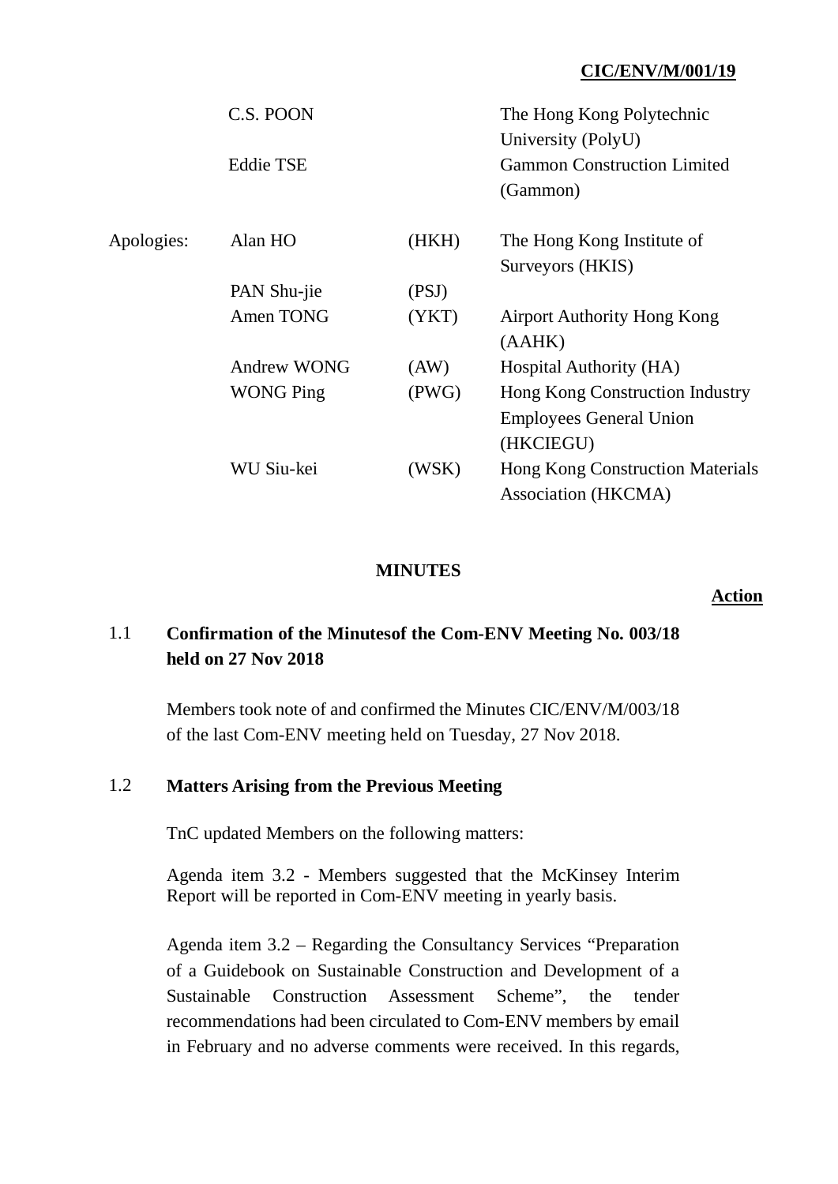**CIC/ENV/M/001/19**

| | | | |
|---|---|---|---|
| | C.S. POON | | The Hong Kong Polytechnic University (PolyU) |
| | Eddie TSE | | Gammon Construction Limited (Gammon) |
| Apologies: | Alan HO | (HKH) | The Hong Kong Institute of Surveyors (HKIS) |
| | PAN Shu-jie | (PSJ) | |
| | Amen TONG | (YKT) | Airport Authority Hong Kong (AAHK) |
| | Andrew WONG | (AW) | Hospital Authority (HA) |
| | WONG Ping | (PWG) | Hong Kong Construction Industry Employees General Union (HKCIEGU) |
| | WU Siu-kei | (WSK) | Hong Kong Construction Materials Association (HKCMA) |

**MINUTES**

**Action**

## 1.1 Confirmation of the Minutesof the Com-ENV Meeting No. 003/18 held on 27 Nov 2018

Members took note of and confirmed the Minutes CIC/ENV/M/003/18 of the last Com-ENV meeting held on Tuesday, 27 Nov 2018.

## 1.2 Matters Arising from the Previous Meeting

TnC updated Members on the following matters:

Agenda item 3.2 - Members suggested that the McKinsey Interim Report will be reported in Com-ENV meeting in yearly basis.

Agenda item 3.2 – Regarding the Consultancy Services "Preparation of a Guidebook on Sustainable Construction and Development of a Sustainable Construction Assessment Scheme", the tender recommendations had been circulated to Com-ENV members by email in February and no adverse comments were received. In this regards,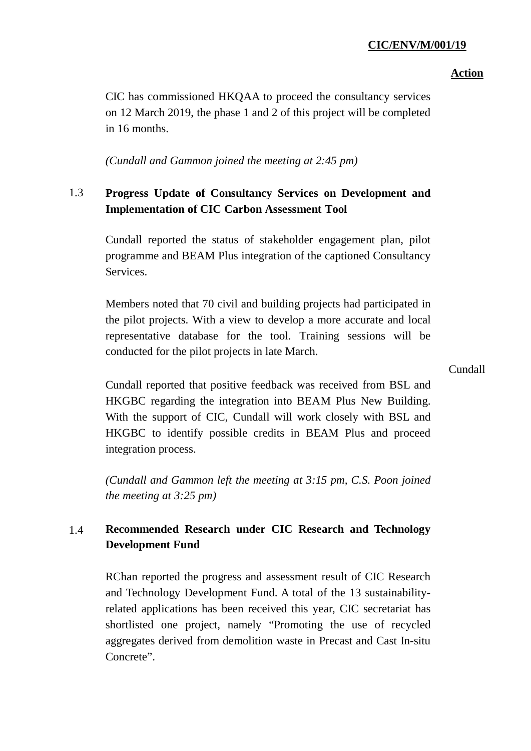**Action**

CIC has commissioned HKQAA to proceed the consultancy services on 12 March 2019, the phase 1 and 2 of this project will be completed in 16 months.

*(Cundall and Gammon joined the meeting at 2:45 pm)*

### 1.3 Progress Update of Consultancy Services on Development and Implementation of CIC Carbon Assessment Tool

Cundall reported the status of stakeholder engagement plan, pilot programme and BEAM Plus integration of the captioned Consultancy Services.

Members noted that 70 civil and building projects had participated in the pilot projects. With a view to develop a more accurate and local representative database for the tool. Training sessions will be conducted for the pilot projects in late March.

Cundall reported that positive feedback was received from BSL and HKGBC regarding the integration into BEAM Plus New Building. With the support of CIC, Cundall will work closely with BSL and HKGBC to identify possible credits in BEAM Plus and proceed integration process. — **Cundall**

*(Cundall and Gammon left the meeting at 3:15 pm, C.S. Poon joined the meeting at 3:25 pm)*

### 1.4 Recommended Research under CIC Research and Technology Development Fund

RChan reported the progress and assessment result of CIC Research and Technology Development Fund. A total of the 13 sustainability-related applications has been received this year, CIC secretariat has shortlisted one project, namely "Promoting the use of recycled aggregates derived from demolition waste in Precast and Cast In-situ Concrete".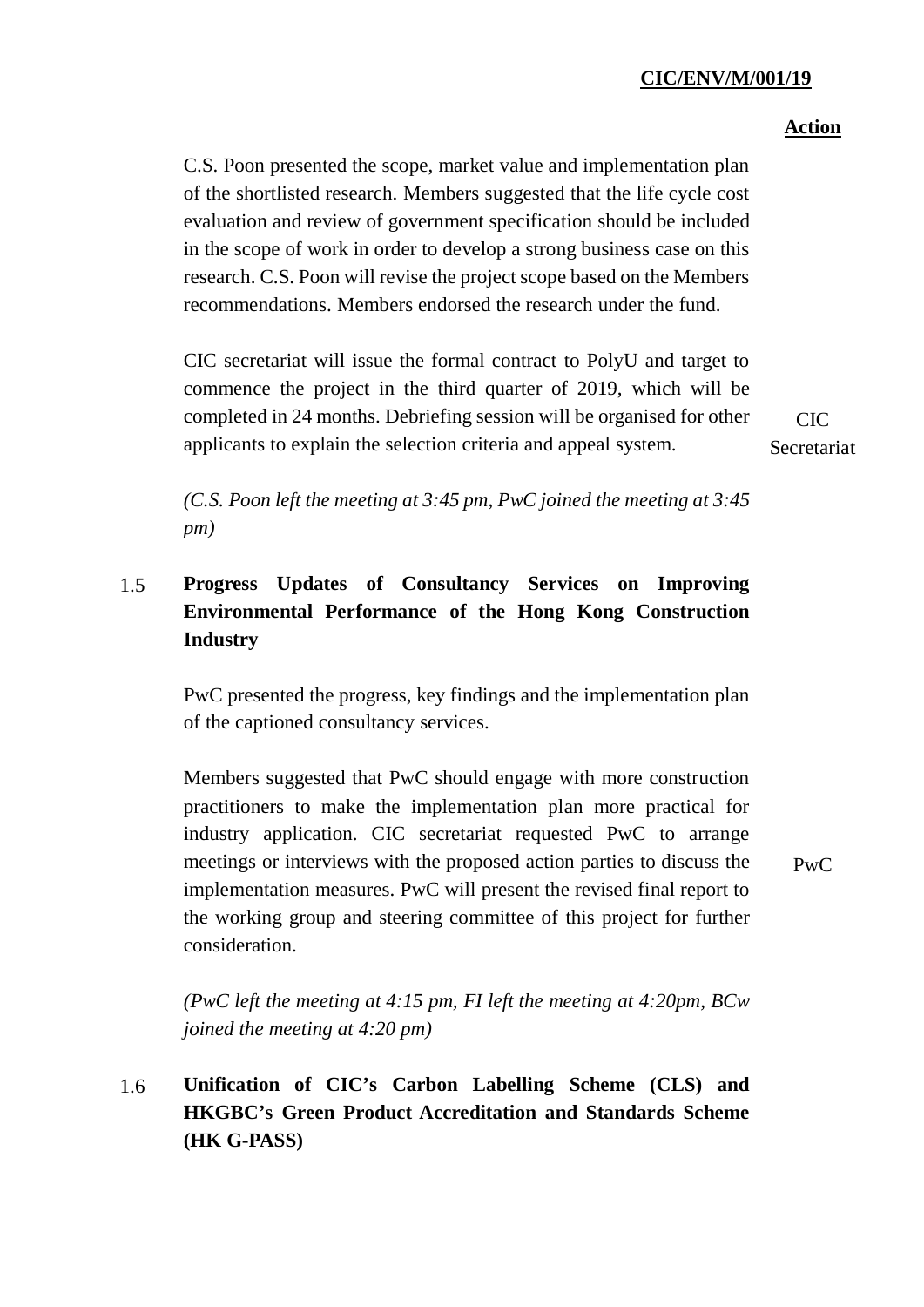**Action**

C.S. Poon presented the scope, market value and implementation plan of the shortlisted research. Members suggested that the life cycle cost evaluation and review of government specification should be included in the scope of work in order to develop a strong business case on this research. C.S. Poon will revise the project scope based on the Members recommendations. Members endorsed the research under the fund.

CIC secretariat will issue the formal contract to PolyU and target to commence the project in the third quarter of 2019, which will be completed in 24 months. Debriefing session will be organised for other applicants to explain the selection criteria and appeal system. — CIC Secretariat

*(C.S. Poon left the meeting at 3:45 pm, PwC joined the meeting at 3:45 pm)*

1.5 **Progress Updates of Consultancy Services on Improving Environmental Performance of the Hong Kong Construction Industry**

PwC presented the progress, key findings and the implementation plan of the captioned consultancy services.

Members suggested that PwC should engage with more construction practitioners to make the implementation plan more practical for industry application. CIC secretariat requested PwC to arrange meetings or interviews with the proposed action parties to discuss the implementation measures. PwC will present the revised final report to the working group and steering committee of this project for further consideration. — PwC

*(PwC left the meeting at 4:15 pm, FI left the meeting at 4:20pm, BCw joined the meeting at 4:20 pm)*

1.6 **Unification of CIC's Carbon Labelling Scheme (CLS) and HKGBC's Green Product Accreditation and Standards Scheme (HK G-PASS)**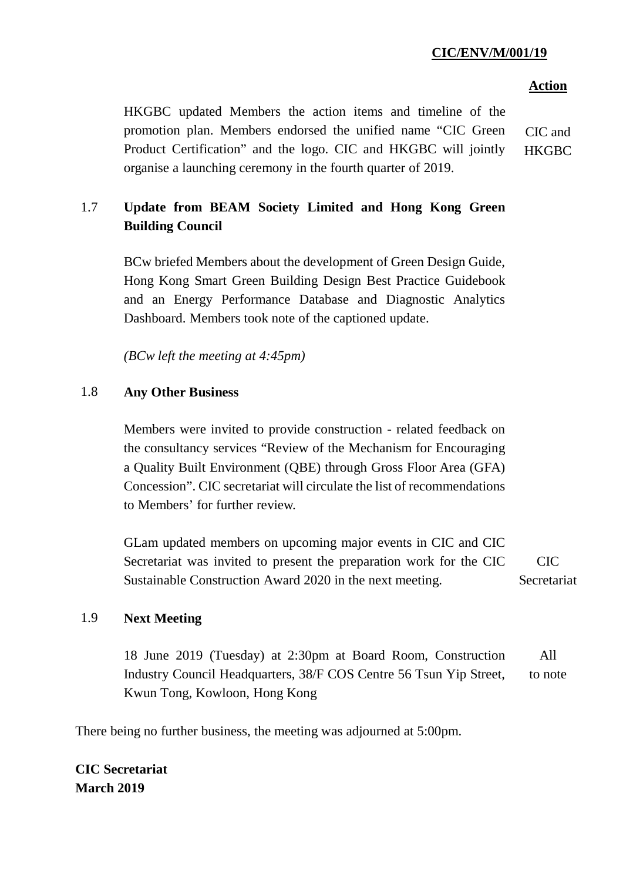**Action**

HKGBC updated Members the action items and timeline of the promotion plan. Members endorsed the unified name "CIC Green Product Certification" and the logo. CIC and HKGBC will jointly organise a launching ceremony in the fourth quarter of 2019. — CIC and HKGBC

### 1.7 Update from BEAM Society Limited and Hong Kong Green Building Council

BCw briefed Members about the development of Green Design Guide, Hong Kong Smart Green Building Design Best Practice Guidebook and an Energy Performance Database and Diagnostic Analytics Dashboard. Members took note of the captioned update.

*(BCw left the meeting at 4:45pm)*

### 1.8 Any Other Business

Members were invited to provide construction - related feedback on the consultancy services "Review of the Mechanism for Encouraging a Quality Built Environment (QBE) through Gross Floor Area (GFA) Concession". CIC secretariat will circulate the list of recommendations to Members' for further review.

GLam updated members on upcoming major events in CIC and CIC Secretariat was invited to present the preparation work for the CIC Sustainable Construction Award 2020 in the next meeting. — CIC Secretariat

### 1.9 Next Meeting

18 June 2019 (Tuesday) at 2:30pm at Board Room, Construction Industry Council Headquarters, 38/F COS Centre 56 Tsun Yip Street, Kwun Tong, Kowloon, Hong Kong — All to note

There being no further business, the meeting was adjourned at 5:00pm.

**CIC Secretariat**
**March 2019**